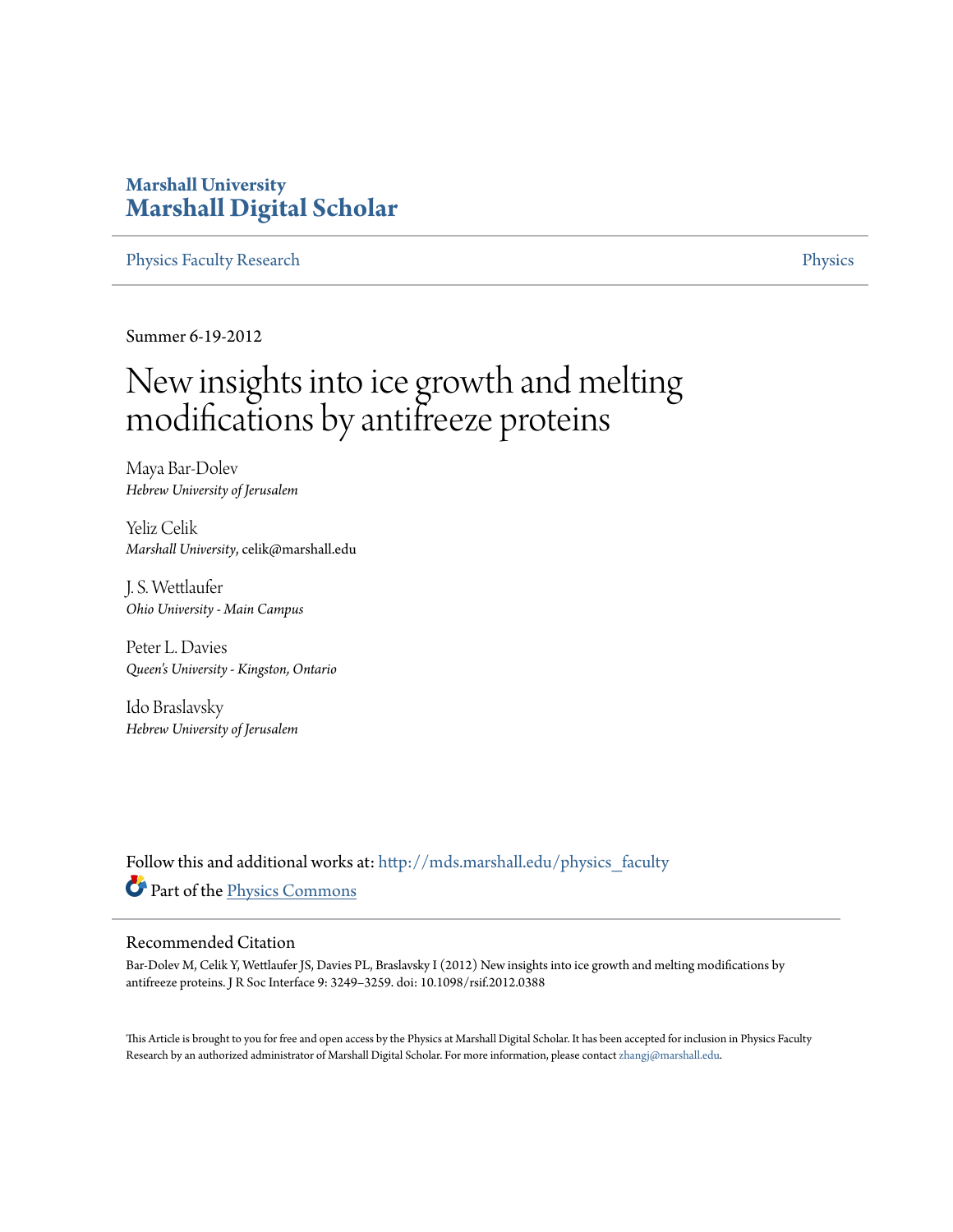# Marshall University
# Marshall Digital Scholar

Physics Faculty Research | Physics

Summer 6-19-2012

# New insights into ice growth and melting modifications by antifreeze proteins

Maya Bar-Dolev
*Hebrew University of Jerusalem*

Yeliz Celik
*Marshall University*, celik@marshall.edu

J. S. Wettlaufer
*Ohio University - Main Campus*

Peter L. Davies
*Queen's University - Kingston, Ontario*

Ido Braslavsky
*Hebrew University of Jerusalem*

Follow this and additional works at: http://mds.marshall.edu/physics_faculty

Part of the Physics Commons

## Recommended Citation

Bar-Dolev M, Celik Y, Wettlaufer JS, Davies PL, Braslavsky I (2012) New insights into ice growth and melting modifications by antifreeze proteins. J R Soc Interface 9: 3249–3259. doi: 10.1098/rsif.2012.0388

This Article is brought to you for free and open access by the Physics at Marshall Digital Scholar. It has been accepted for inclusion in Physics Faculty Research by an authorized administrator of Marshall Digital Scholar. For more information, please contact zhangj@marshall.edu.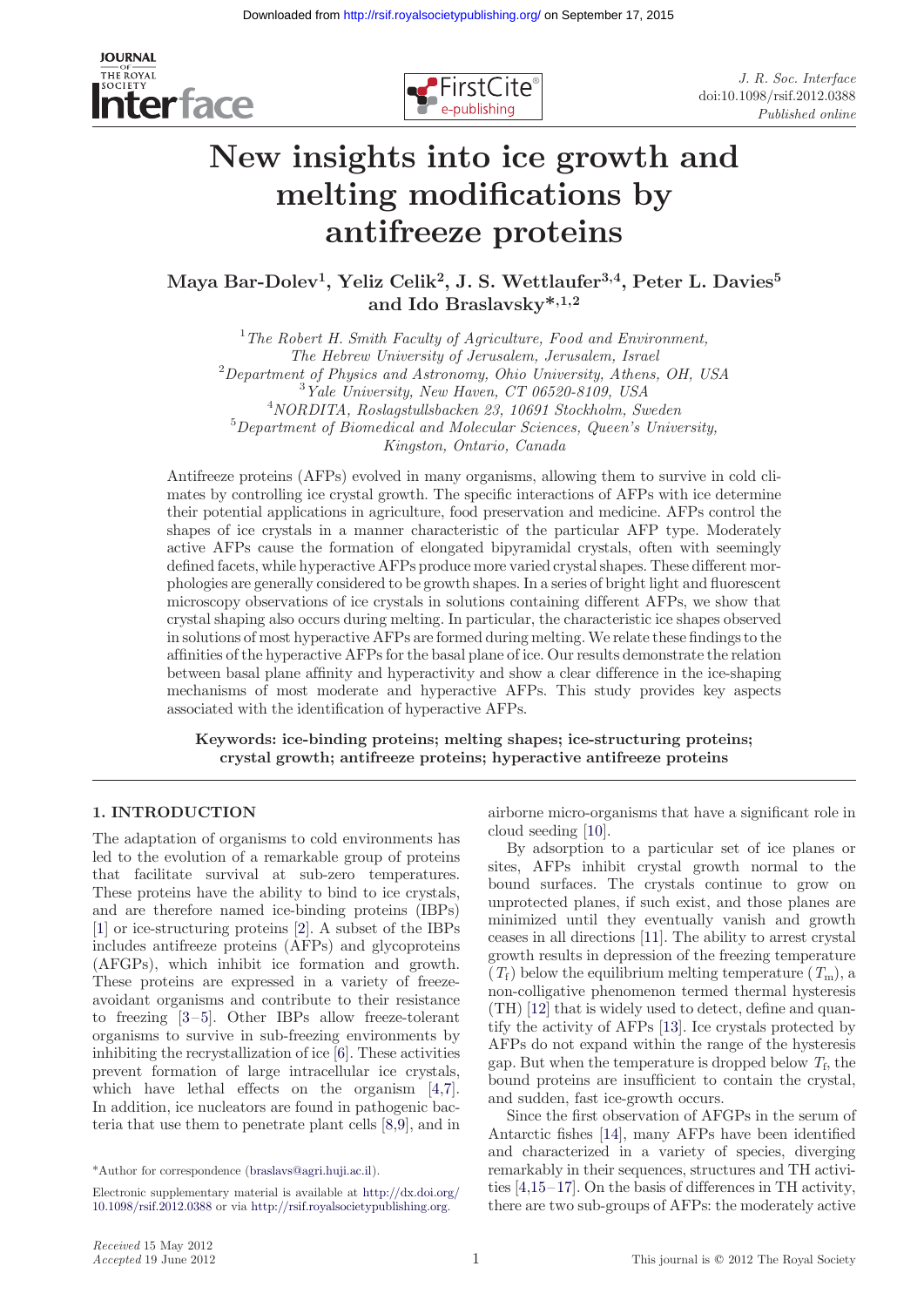# New insights into ice growth and melting modifications by antifreeze proteins

**Maya Bar-Dolev[1], Yeliz Celik[2], J. S. Wettlaufer[3,4], Peter L. Davies[5] and Ido Braslavsky*[,1,2]**

[1]*The Robert H. Smith Faculty of Agriculture, Food and Environment, The Hebrew University of Jerusalem, Jerusalem, Israel*
[2]*Department of Physics and Astronomy, Ohio University, Athens, OH, USA*
[3]*Yale University, New Haven, CT 06520-8109, USA*
[4]*NORDITA, Roslagstullsbacken 23, 10691 Stockholm, Sweden*
[5]*Department of Biomedical and Molecular Sciences, Queen's University, Kingston, Ontario, Canada*

Antifreeze proteins (AFPs) evolved in many organisms, allowing them to survive in cold climates by controlling ice crystal growth. The specific interactions of AFPs with ice determine their potential applications in agriculture, food preservation and medicine. AFPs control the shapes of ice crystals in a manner characteristic of the particular AFP type. Moderately active AFPs cause the formation of elongated bipyramidal crystals, often with seemingly defined facets, while hyperactive AFPs produce more varied crystal shapes. These different morphologies are generally considered to be growth shapes. In a series of bright light and fluorescent microscopy observations of ice crystals in solutions containing different AFPs, we show that crystal shaping also occurs during melting. In particular, the characteristic ice shapes observed in solutions of most hyperactive AFPs are formed during melting. We relate these findings to the affinities of the hyperactive AFPs for the basal plane of ice. Our results demonstrate the relation between basal plane affinity and hyperactivity and show a clear difference in the ice-shaping mechanisms of most moderate and hyperactive AFPs. This study provides key aspects associated with the identification of hyperactive AFPs.

**Keywords: ice-binding proteins; melting shapes; ice-structuring proteins; crystal growth; antifreeze proteins; hyperactive antifreeze proteins**

## 1. INTRODUCTION

The adaptation of organisms to cold environments has led to the evolution of a remarkable group of proteins that facilitate survival at sub-zero temperatures. These proteins have the ability to bind to ice crystals, and are therefore named ice-binding proteins (IBPs) [1] or ice-structuring proteins [2]. A subset of the IBPs includes antifreeze proteins (AFPs) and glycoproteins (AFGPs), which inhibit ice formation and growth. These proteins are expressed in a variety of freeze-avoidant organisms and contribute to their resistance to freezing [3–5]. Other IBPs allow freeze-tolerant organisms to survive in sub-freezing environments by inhibiting the recrystallization of ice [6]. These activities prevent formation of large intracellular ice crystals, which have lethal effects on the organism [4,7]. In addition, ice nucleators are found in pathogenic bacteria that use them to penetrate plant cells [8,9], and in airborne micro-organisms that have a significant role in cloud seeding [10].

By adsorption to a particular set of ice planes or sites, AFPs inhibit crystal growth normal to the bound surfaces. The crystals continue to grow on unprotected planes, if such exist, and those planes are minimized until they eventually vanish and growth ceases in all directions [11]. The ability to arrest crystal growth results in depression of the freezing temperature ($T_f$) below the equilibrium melting temperature ($T_m$), a non-colligative phenomenon termed thermal hysteresis (TH) [12] that is widely used to detect, define and quantify the activity of AFPs [13]. Ice crystals protected by AFPs do not expand within the range of the hysteresis gap. But when the temperature is dropped below $T_f$, the bound proteins are insufficient to contain the crystal, and sudden, fast ice-growth occurs.

Since the first observation of AFGPs in the serum of Antarctic fishes [14], many AFPs have been identified and characterized in a variety of species, diverging remarkably in their sequences, structures and TH activities [4,15–17]. On the basis of differences in TH activity, there are two sub-groups of AFPs: the moderately active

*Author for correspondence (braslavs@agri.huji.ac.il).

Electronic supplementary material is available at http://dx.doi.org/10.1098/rsif.2012.0388 or via http://rsif.royalsocietypublishing.org.

*Received* 15 May 2012
*Accepted* 19 June 2012

This journal is © 2012 The Royal Society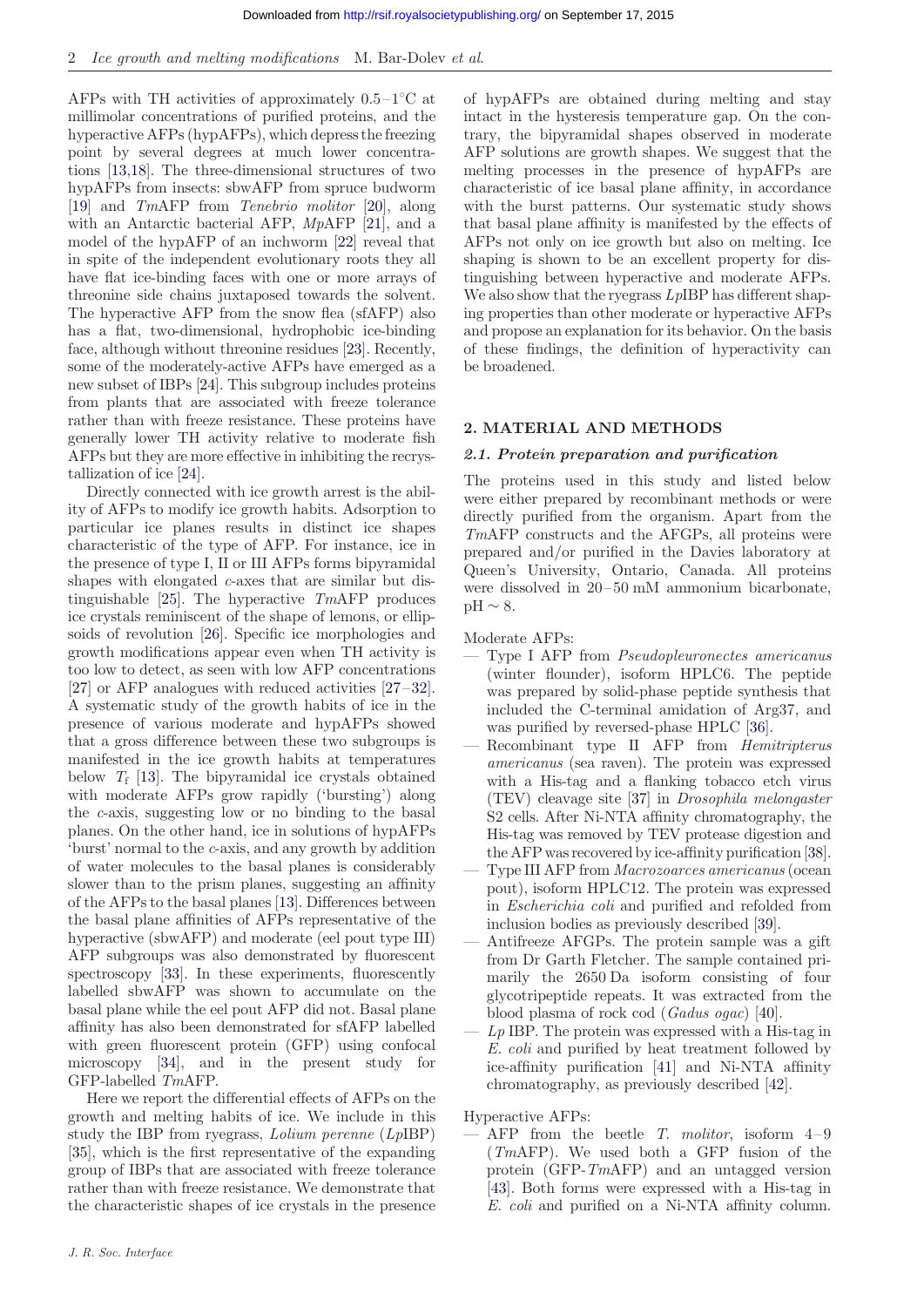AFPs with TH activities of approximately 0.5–1°C at millimolar concentrations of purified proteins, and the hyperactive AFPs (hypAFPs), which depress the freezing point by several degrees at much lower concentrations [13,18]. The three-dimensional structures of two hypAFPs from insects: sbwAFP from spruce budworm [19] and *Tm*AFP from *Tenebrio molitor* [20], along with an Antarctic bacterial AFP, *Mp*AFP [21], and a model of the hypAFP of an inchworm [22] reveal that in spite of the independent evolutionary roots they all have flat ice-binding faces with one or more arrays of threonine side chains juxtaposed towards the solvent. The hyperactive AFP from the snow flea (sfAFP) also has a flat, two-dimensional, hydrophobic ice-binding face, although without threonine residues [23]. Recently, some of the moderately-active AFPs have emerged as a new subset of IBPs [24]. This subgroup includes proteins from plants that are associated with freeze tolerance rather than with freeze resistance. These proteins have generally lower TH activity relative to moderate fish AFPs but they are more effective in inhibiting the recrystallization of ice [24].

Directly connected with ice growth arrest is the ability of AFPs to modify ice growth habits. Adsorption to particular ice planes results in distinct ice shapes characteristic of the type of AFP. For instance, ice in the presence of type I, II or III AFPs forms bipyramidal shapes with elongated *c*-axes that are similar but distinguishable [25]. The hyperactive *Tm*AFP produces ice crystals reminiscent of the shape of lemons, or ellipsoids of revolution [26]. Specific ice morphologies and growth modifications appear even when TH activity is too low to detect, as seen with low AFP concentrations [27] or AFP analogues with reduced activities [27–32]. A systematic study of the growth habits of ice in the presence of various moderate and hypAFPs showed that a gross difference between these two subgroups is manifested in the ice growth habits at temperatures below $T_f$ [13]. The bipyramidal ice crystals obtained with moderate AFPs grow rapidly ('bursting') along the *c*-axis, suggesting low or no binding to the basal planes. On the other hand, ice in solutions of hypAFPs 'burst' normal to the *c*-axis, and any growth by addition of water molecules to the basal planes is considerably slower than to the prism planes, suggesting an affinity of the AFPs to the basal planes [13]. Differences between the basal plane affinities of AFPs representative of the hyperactive (sbwAFP) and moderate (eel pout type III) AFP subgroups was also demonstrated by fluorescent spectroscopy [33]. In these experiments, fluorescently labelled sbwAFP was shown to accumulate on the basal plane while the eel pout AFP did not. Basal plane affinity has also been demonstrated for sfAFP labelled with green fluorescent protein (GFP) using confocal microscopy [34], and in the present study for GFP-labelled *Tm*AFP.

Here we report the differential effects of AFPs on the growth and melting habits of ice. We include in this study the IBP from ryegrass, *Lolium perenne* (*Lp*IBP) [35], which is the first representative of the expanding group of IBPs that are associated with freeze tolerance rather than with freeze resistance. We demonstrate that the characteristic shapes of ice crystals in the presence of hypAFPs are obtained during melting and stay intact in the hysteresis temperature gap. On the contrary, the bipyramidal shapes observed in moderate AFP solutions are growth shapes. We suggest that the melting processes in the presence of hypAFPs are characteristic of ice basal plane affinity, in accordance with the burst patterns. Our systematic study shows that basal plane affinity is manifested by the effects of AFPs not only on ice growth but also on melting. Ice shaping is shown to be an excellent property for distinguishing between hyperactive and moderate AFPs. We also show that the ryegrass *Lp*IBP has different shaping properties than other moderate or hyperactive AFPs and propose an explanation for its behavior. On the basis of these findings, the definition of hyperactivity can be broadened.

## 2. MATERIAL AND METHODS

### 2.1. Protein preparation and purification

The proteins used in this study and listed below were either prepared by recombinant methods or were directly purified from the organism. Apart from the *Tm*AFP constructs and the AFGPs, all proteins were prepared and/or purified in the Davies laboratory at Queen's University, Ontario, Canada. All proteins were dissolved in 20–50 mM ammonium bicarbonate, pH ~ 8.

Moderate AFPs:

- Type I AFP from *Pseudopleuronectes americanus* (winter flounder), isoform HPLC6. The peptide was prepared by solid-phase peptide synthesis that included the C-terminal amidation of Arg37, and was purified by reversed-phase HPLC [36].
- Recombinant type II AFP from *Hemitripterus americanus* (sea raven). The protein was expressed with a His-tag and a flanking tobacco etch virus (TEV) cleavage site [37] in *Drosophila melongaster* S2 cells. After Ni-NTA affinity chromatography, the His-tag was removed by TEV protease digestion and the AFP was recovered by ice-affinity purification [38].
- Type III AFP from *Macrozoarces americanus* (ocean pout), isoform HPLC12. The protein was expressed in *Escherichia coli* and purified and refolded from inclusion bodies as previously described [39].
- Antifreeze AFGPs. The protein sample was a gift from Dr Garth Fletcher. The sample contained primarily the 2650 Da isoform consisting of four glycotripeptide repeats. It was extracted from the blood plasma of rock cod (*Gadus ogac*) [40].
- *Lp* IBP. The protein was expressed with a His-tag in *E. coli* and purified by heat treatment followed by ice-affinity purification [41] and Ni-NTA affinity chromatography, as previously described [42].

Hyperactive AFPs:

- AFP from the beetle *T. molitor*, isoform 4–9 (*Tm*AFP). We used both a GFP fusion of the protein (GFP-*Tm*AFP) and an untagged version [43]. Both forms were expressed with a His-tag in *E. coli* and purified on a Ni-NTA affinity column.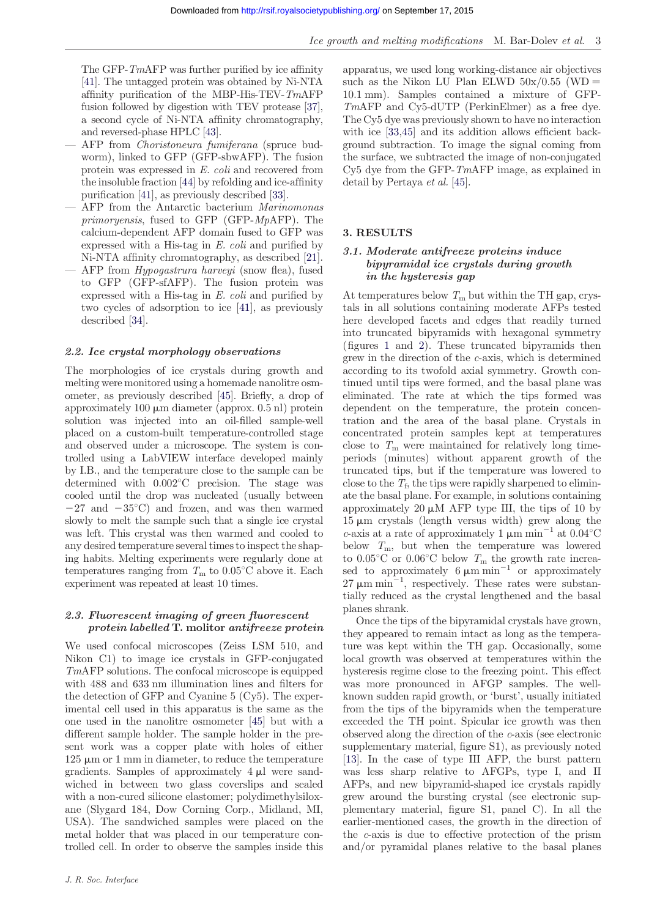The GFP-*Tm*AFP was further purified by ice affinity [41]. The untagged protein was obtained by Ni-NTA affinity purification of the MBP-His-TEV-*Tm*AFP fusion followed by digestion with TEV protease [37], a second cycle of Ni-NTA affinity chromatography, and reversed-phase HPLC [43].

— AFP from *Choristoneura fumiferana* (spruce budworm), linked to GFP (GFP-sbwAFP). The fusion protein was expressed in *E. coli* and recovered from the insoluble fraction [44] by refolding and ice-affinity purification [41], as previously described [33].

— AFP from the Antarctic bacterium *Marinomonas primoryensis*, fused to GFP (GFP-*Mp*AFP). The calcium-dependent AFP domain fused to GFP was expressed with a His-tag in *E. coli* and purified by Ni-NTA affinity chromatography, as described [21].

— AFP from *Hypogastrura harveyi* (snow flea), fused to GFP (GFP-sfAFP). The fusion protein was expressed with a His-tag in *E. coli* and purified by two cycles of adsorption to ice [41], as previously described [34].

### 2.2. Ice crystal morphology observations

The morphologies of ice crystals during growth and melting were monitored using a homemade nanolitre osmometer, as previously described [45]. Briefly, a drop of approximately 100 μm diameter (approx. 0.5 nl) protein solution was injected into an oil-filled sample-well placed on a custom-built temperature-controlled stage and observed under a microscope. The system is controlled using a LabVIEW interface developed mainly by I.B., and the temperature close to the sample can be determined with 0.002°C precision. The stage was cooled until the drop was nucleated (usually between −27 and −35°C) and frozen, and was then warmed slowly to melt the sample such that a single ice crystal was left. This crystal was then warmed and cooled to any desired temperature several times to inspect the shaping habits. Melting experiments were regularly done at temperatures ranging from $T_m$ to 0.05°C above it. Each experiment was repeated at least 10 times.

### 2.3. Fluorescent imaging of green fluorescent protein labelled *T. molitor* antifreeze protein

We used confocal microscopes (Zeiss LSM 510, and Nikon C1) to image ice crystals in GFP-conjugated *Tm*AFP solutions. The confocal microscope is equipped with 488 and 633 nm illumination lines and filters for the detection of GFP and Cyanine 5 (Cy5). The experimental cell used in this apparatus is the same as the one used in the nanolitre osmometer [45] but with a different sample holder. The sample holder in the present work was a copper plate with holes of either 125 μm or 1 mm in diameter, to reduce the temperature gradients. Samples of approximately 4 μl were sandwiched in between two glass coverslips and sealed with a non-cured silicone elastomer; polydimethylsiloxane (Slygard 184, Dow Corning Corp., Midland, MI, USA). The sandwiched samples were placed on the metal holder that was placed in our temperature controlled cell. In order to observe the samples inside this apparatus, we used long working-distance air objectives such as the Nikon LU Plan ELWD 50x/0.55 (WD = 10.1 mm). Samples contained a mixture of GFP-*Tm*AFP and Cy5-dUTP (PerkinElmer) as a free dye. The Cy5 dye was previously shown to have no interaction with ice [33,45] and its addition allows efficient background subtraction. To image the signal coming from the surface, we subtracted the image of non-conjugated Cy5 dye from the GFP-*Tm*AFP image, as explained in detail by Pertaya *et al.* [45].

## 3. RESULTS

### 3.1. Moderate antifreeze proteins induce bipyramidal ice crystals during growth in the hysteresis gap

At temperatures below $T_m$ but within the TH gap, crystals in all solutions containing moderate AFPs tested here developed facets and edges that readily turned into truncated bipyramids with hexagonal symmetry (figures 1 and 2). These truncated bipyramids then grew in the direction of the *c*-axis, which is determined according to its twofold axial symmetry. Growth continued until tips were formed, and the basal plane was eliminated. The rate at which the tips formed was dependent on the temperature, the protein concentration and the area of the basal plane. Crystals in concentrated protein samples kept at temperatures close to $T_m$ were maintained for relatively long time-periods (minutes) without apparent growth of the truncated tips, but if the temperature was lowered to close to the $T_f$, the tips were rapidly sharpened to eliminate the basal plane. For example, in solutions containing approximately 20 μM AFP type III, the tips of 10 by 15 μm crystals (length versus width) grew along the *c*-axis at a rate of approximately 1 μm min$^{-1}$ at 0.04°C below $T_m$, but when the temperature was lowered to 0.05°C or 0.06°C below $T_m$ the growth rate increased to approximately 6 μm min$^{-1}$ or approximately 27 μm min$^{-1}$, respectively. These rates were substantially reduced as the crystal lengthened and the basal planes shrank.

Once the tips of the bipyramidal crystals have grown, they appeared to remain intact as long as the temperature was kept within the TH gap. Occasionally, some local growth was observed at temperatures within the hysteresis regime close to the freezing point. This effect was more pronounced in AFGP samples. The well-known sudden rapid growth, or 'burst', usually initiated from the tips of the bipyramids when the temperature exceeded the TH point. Spicular ice growth was then observed along the direction of the *c*-axis (see electronic supplementary material, figure S1), as previously noted [13]. In the case of type III AFP, the burst pattern was less sharp relative to AFGPs, type I, and II AFPs, and new bipyramid-shaped ice crystals rapidly grew around the bursting crystal (see electronic supplementary material, figure S1, panel C). In all the earlier-mentioned cases, the growth in the direction of the *c*-axis is due to effective protection of the prism and/or pyramidal planes relative to the basal planes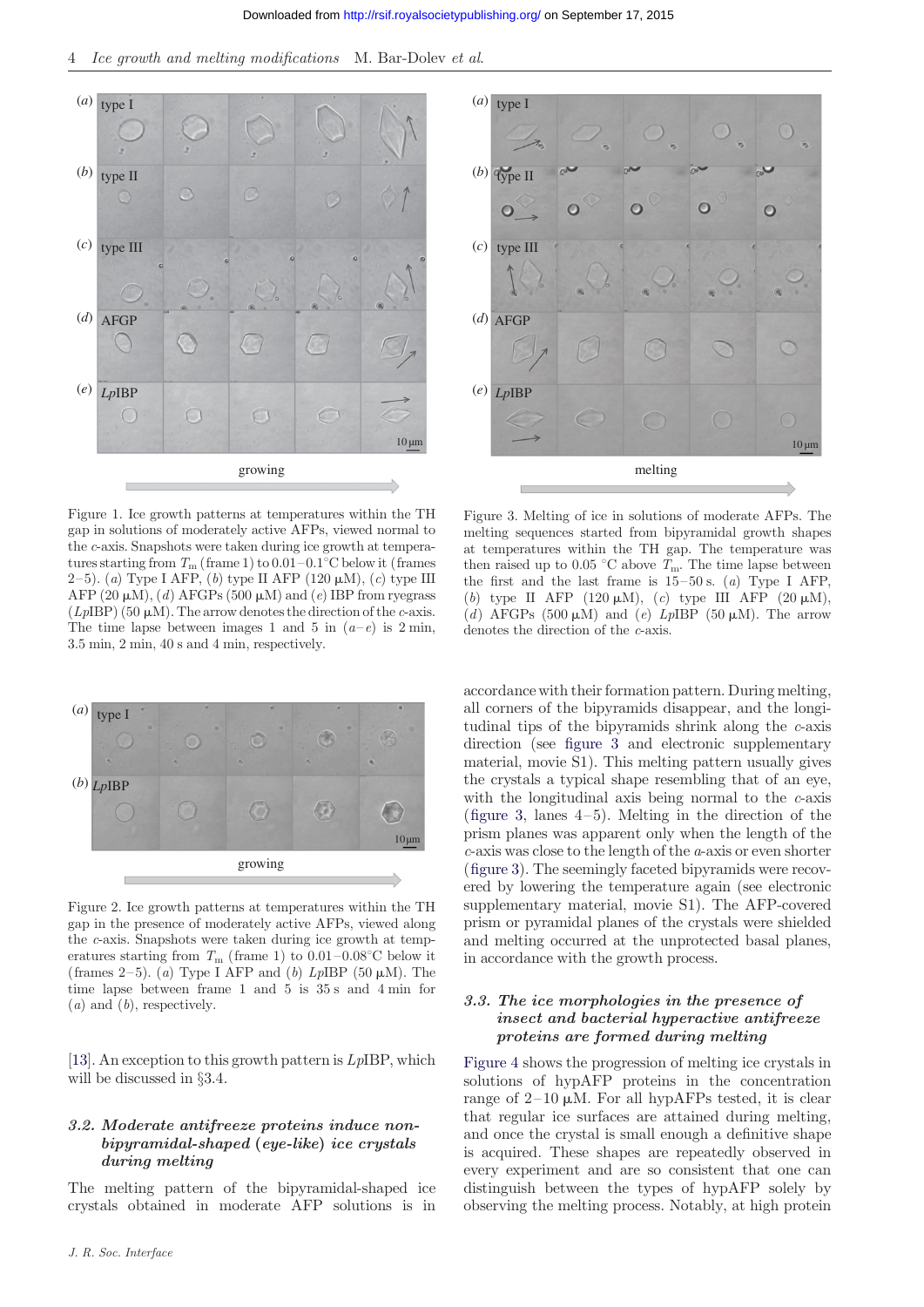(a) type I

(b) type II

(c) type III

(d) AFGP

(e) *Lp*IBP

10 μm

growing

Figure 1. Ice growth patterns at temperatures within the TH gap in solutions of moderately active AFPs, viewed normal to the *c*-axis. Snapshots were taken during ice growth at temperatures starting from $T_m$ (frame 1) to 0.01–0.1°C below it (frames 2–5). (*a*) Type I AFP, (*b*) type II AFP (120 μM), (*c*) type III AFP (20 μM), (*d*) AFGPs (500 μM) and (*e*) IBP from ryegrass (*Lp*IBP) (50 μM). The arrow denotes the direction of the *c*-axis. The time lapse between images 1 and 5 in (*a*–*e*) is 2 min, 3.5 min, 2 min, 40 s and 4 min, respectively.

(a) type I

(b) type II

(c) type III

(d) AFGP

(e) *Lp*IBP

10 μm

melting

Figure 3. Melting of ice in solutions of moderate AFPs. The melting sequences started from bipyramidal growth shapes at temperatures within the TH gap. The temperature was then raised up to 0.05 °C above $T_m$. The time lapse between the first and the last frame is 15–50 s. (*a*) Type I AFP, (*b*) type II AFP (120 μM), (*c*) type III AFP (20 μM), (*d*) AFGPs (500 μM) and (*e*) *Lp*IBP (50 μM). The arrow denotes the direction of the *c*-axis.

(a) type I

(b) *Lp*IBP

10 μm

growing

Figure 2. Ice growth patterns at temperatures within the TH gap in the presence of moderately active AFPs, viewed along the *c*-axis. Snapshots were taken during ice growth at temperatures starting from $T_m$ (frame 1) to 0.01–0.08°C below it (frames 2–5). (*a*) Type I AFP and (*b*) *Lp*IBP (50 μM). The time lapse between frame 1 and 5 is 35 s and 4 min for (*a*) and (*b*), respectively.

[13]. An exception to this growth pattern is *Lp*IBP, which will be discussed in §3.4.

### 3.2. Moderate antifreeze proteins induce non-bipyramidal-shaped (eye-like) ice crystals during melting

The melting pattern of the bipyramidal-shaped ice crystals obtained in moderate AFP solutions is in accordance with their formation pattern. During melting, all corners of the bipyramids disappear, and the longitudinal tips of the bipyramids shrink along the *c*-axis direction (see figure 3 and electronic supplementary material, movie S1). This melting pattern usually gives the crystals a typical shape resembling that of an eye, with the longitudinal axis being normal to the *c*-axis (figure 3, lanes 4–5). Melting in the direction of the prism planes was apparent only when the length of the *c*-axis was close to the length of the *a*-axis or even shorter (figure 3). The seemingly faceted bipyramids were recovered by lowering the temperature again (see electronic supplementary material, movie S1). The AFP-covered prism or pyramidal planes of the crystals were shielded and melting occurred at the unprotected basal planes, in accordance with the growth process.

### 3.3. The ice morphologies in the presence of insect and bacterial hyperactive antifreeze proteins are formed during melting

Figure 4 shows the progression of melting ice crystals in solutions of hypAFP proteins in the concentration range of 2–10 μM. For all hypAFPs tested, it is clear that regular ice surfaces are attained during melting, and once the crystal is small enough a definitive shape is acquired. These shapes are repeatedly observed in every experiment and are so consistent that one can distinguish between the types of hypAFP solely by observing the melting process. Notably, at high protein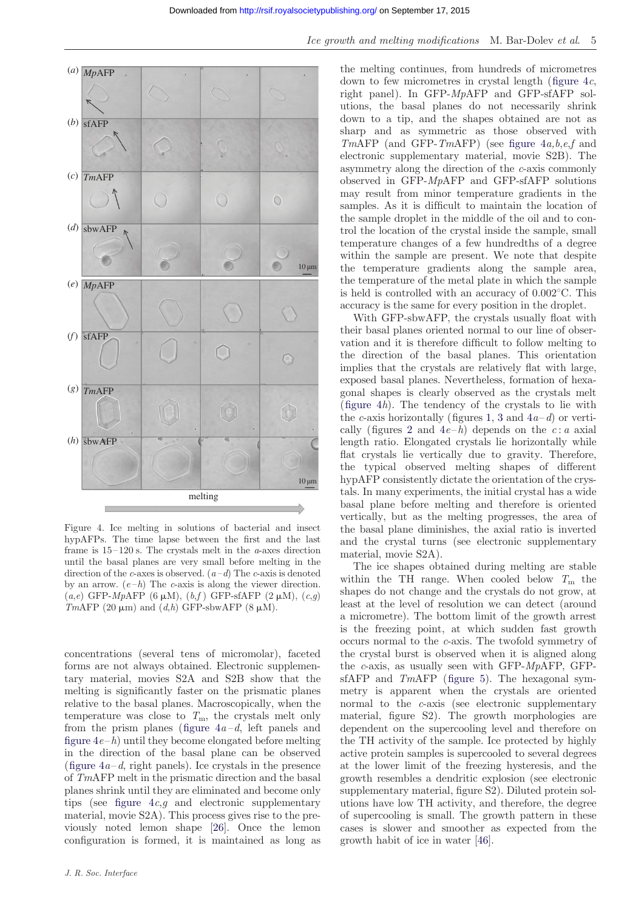(a) *Mp*AFP

(b) sfAFP

(c) *Tm*AFP

(d) sbwAFP

10 μm

(e) *Mp*AFP

(f) sfAFP

(g) *Tm*AFP

(h) sbwAFP

10 μm

melting

Figure 4. Ice melting in solutions of bacterial and insect hypAFPs. The time lapse between the first and the last frame is 15–120 s. The crystals melt in the *a*-axes direction until the basal planes are very small before melting in the direction of the *c*-axes is observed. (*a–d*) The *c*-axis is denoted by an arrow. (*e–h*) The *c*-axis is along the viewer direction. (*a,e*) GFP-*Mp*AFP (6 μM), (*b,f*) GFP-sfAFP (2 μM), (*c,g*) *Tm*AFP (20 μm) and (*d,h*) GFP-sbwAFP (8 μM).

concentrations (several tens of micromolar), faceted forms are not always obtained. Electronic supplementary material, movies S2A and S2B show that the melting is significantly faster on the prismatic planes relative to the basal planes. Macroscopically, when the temperature was close to $T_m$, the crystals melt only from the prism planes (figure 4*a–d*, left panels and figure 4*e–h*) until they become elongated before melting in the direction of the basal plane can be observed (figure 4*a–d*, right panels). Ice crystals in the presence of *Tm*AFP melt in the prismatic direction and the basal planes shrink until they are eliminated and become only tips (see figure 4*c,g* and electronic supplementary material, movie S2A). This process gives rise to the previously noted lemon shape [26]. Once the lemon configuration is formed, it is maintained as long as the melting continues, from hundreds of micrometres down to few micrometres in crystal length (figure 4*c*, right panel). In GFP-*Mp*AFP and GFP-sfAFP solutions, the basal planes do not necessarily shrink down to a tip, and the shapes obtained are not as sharp and as symmetric as those observed with *Tm*AFP (and GFP-*Tm*AFP) (see figure 4*a,b,e,f* and electronic supplementary material, movie S2B). The asymmetry along the direction of the *c*-axis commonly observed in GFP-*Mp*AFP and GFP-sfAFP solutions may result from minor temperature gradients in the samples. As it is difficult to maintain the location of the sample droplet in the middle of the oil and to control the location of the crystal inside the sample, small temperature changes of a few hundredths of a degree within the sample are present. We note that despite the temperature gradients along the sample area, the temperature of the metal plate in which the sample is held is controlled with an accuracy of 0.002°C. This accuracy is the same for every position in the droplet.

With GFP-sbwAFP, the crystals usually float with their basal planes oriented normal to our line of observation and it is therefore difficult to follow melting to the direction of the basal planes. This orientation implies that the crystals are relatively flat with large, exposed basal planes. Nevertheless, formation of hexagonal shapes is clearly observed as the crystals melt (figure 4*h*). The tendency of the crystals to lie with the *c*-axis horizontally (figures 1, 3 and 4*a–d*) or vertically (figures 2 and 4*e–h*) depends on the $c:a$ axial length ratio. Elongated crystals lie horizontally while flat crystals lie vertically due to gravity. Therefore, the typical observed melting shapes of different hypAFP consistently dictate the orientation of the crystals. In many experiments, the initial crystal has a wide basal plane before melting and therefore is oriented vertically, but as the melting progresses, the area of the basal plane diminishes, the axial ratio is inverted and the crystal turns (see electronic supplementary material, movie S2A).

The ice shapes obtained during melting are stable within the TH range. When cooled below $T_m$ the shapes do not change and the crystals do not grow, at least at the level of resolution we can detect (around a micrometre). The bottom limit of the growth arrest is the freezing point, at which sudden fast growth occurs normal to the *c*-axis. The twofold symmetry of the crystal burst is observed when it is aligned along the *c*-axis, as usually seen with GFP-*Mp*AFP, GFP-sfAFP and *Tm*AFP (figure 5). The hexagonal symmetry is apparent when the crystals are oriented normal to the *c*-axis (see electronic supplementary material, figure S2). The growth morphologies are dependent on the supercooling level and therefore on the TH activity of the sample. Ice protected by highly active protein samples is supercooled to several degrees at the lower limit of the freezing hysteresis, and the growth resembles a dendritic explosion (see electronic supplementary material, figure S2). Diluted protein solutions have low TH activity, and therefore, the degree of supercooling is small. The growth pattern in these cases is slower and smoother as expected from the growth habit of ice in water [46].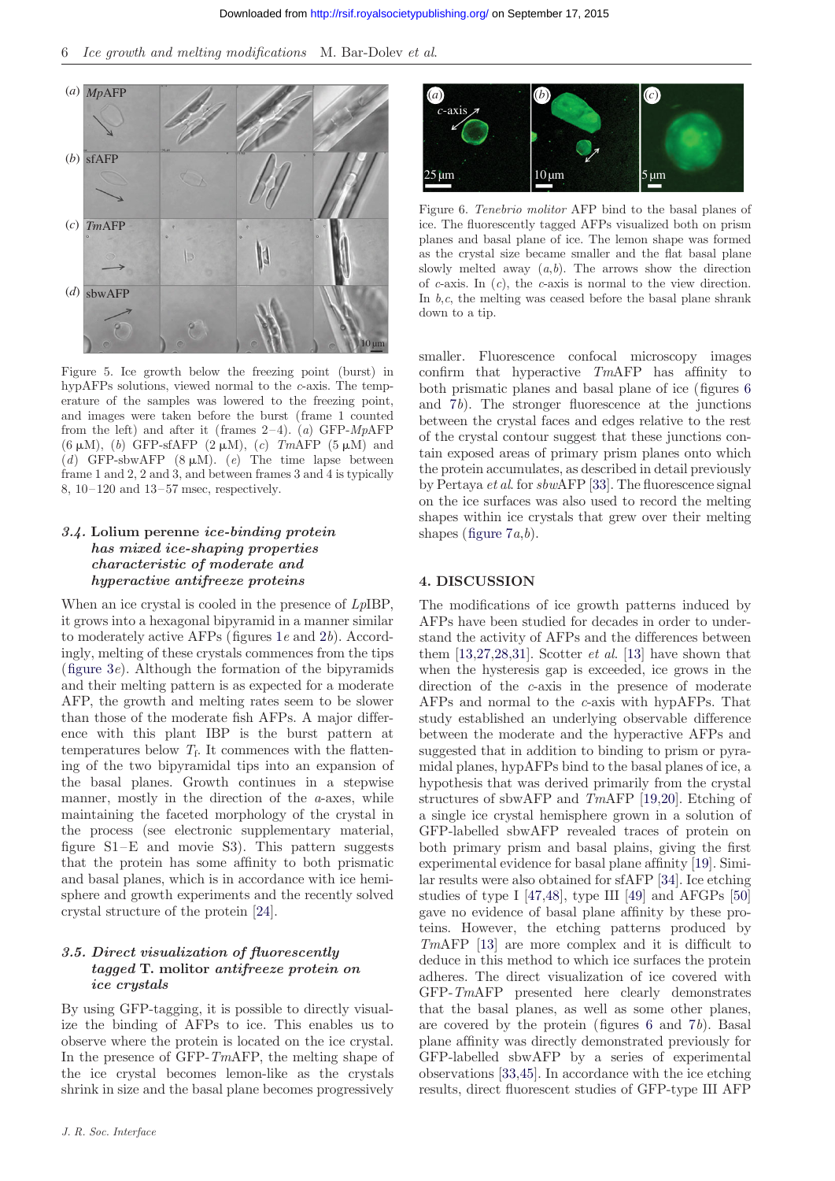(a) MpAFP

(b) sfAFP

(c) TmAFP

(d) sbwAFP

10 µm

Figure 5. Ice growth below the freezing point (burst) in hypAFPs solutions, viewed normal to the *c*-axis. The temperature of the samples was lowered to the freezing point, and images were taken before the burst (frame 1 counted from the left) and after it (frames 2–4). (*a*) GFP-*Mp*AFP (6 µM), (*b*) GFP-sfAFP (2 µM), (*c*) *Tm*AFP (5 µM) and (*d*) GFP-sbwAFP (8 µM). (*e*) The time lapse between frame 1 and 2, 2 and 3, and between frames 3 and 4 is typically 8, 10–120 and 13–57 msec, respectively.

### 3.4. *Lolium perenne ice-binding protein has mixed ice-shaping properties characteristic of moderate and hyperactive antifreeze proteins*

When an ice crystal is cooled in the presence of *Lp*IBP, it grows into a hexagonal bipyramid in a manner similar to moderately active AFPs (figures 1*e* and 2*b*). Accordingly, melting of these crystals commences from the tips (figure 3*e*). Although the formation of the bipyramids and their melting pattern is as expected for a moderate AFP, the growth and melting rates seem to be slower than those of the moderate fish AFPs. A major difference with this plant IBP is the burst pattern at temperatures below $T_f$. It commences with the flattening of the two bipyramidal tips into an expansion of the basal planes. Growth continues in a stepwise manner, mostly in the direction of the *a*-axes, while maintaining the faceted morphology of the crystal in the process (see electronic supplementary material, figure S1–E and movie S3). This pattern suggests that the protein has some affinity to both prismatic and basal planes, which is in accordance with ice hemisphere and growth experiments and the recently solved crystal structure of the protein [24].

### 3.5. *Direct visualization of fluorescently tagged T. molitor antifreeze protein on ice crystals*

By using GFP-tagging, it is possible to directly visualize the binding of AFPs to ice. This enables us to observe where the protein is located on the ice crystal. In the presence of GFP-*Tm*AFP, the melting shape of the ice crystal becomes lemon-like as the crystals shrink in size and the basal plane becomes progressively smaller. Fluorescence confocal microscopy images confirm that hyperactive *Tm*AFP has affinity to both prismatic planes and basal plane of ice (figures 6 and 7*b*). The stronger fluorescence at the junctions between the crystal faces and edges relative to the rest of the crystal contour suggest that these junctions contain exposed areas of primary prism planes onto which the protein accumulates, as described in detail previously by Pertaya *et al.* for *sbw*AFP [33]. The fluorescence signal on the ice surfaces was also used to record the melting shapes within ice crystals that grew over their melting shapes (figure 7*a*,*b*).

(a) c-axis 25 µm (b) 10 µm (c) 5 µm

Figure 6. *Tenebrio molitor* AFP bind to the basal planes of ice. The fluorescently tagged AFPs visualized both on prism planes and basal plane of ice. The lemon shape was formed as the crystal size became smaller and the flat basal plane slowly melted away (*a*,*b*). The arrows show the direction of *c*-axis. In (*c*), the *c*-axis is normal to the view direction. In *b*,*c*, the melting was ceased before the basal plane shrank down to a tip.

## 4. DISCUSSION

The modifications of ice growth patterns induced by AFPs have been studied for decades in order to understand the activity of AFPs and the differences between them [13,27,28,31]. Scotter *et al.* [13] have shown that when the hysteresis gap is exceeded, ice grows in the direction of the *c*-axis in the presence of moderate AFPs and normal to the *c*-axis with hypAFPs. That study established an underlying observable difference between the moderate and the hyperactive AFPs and suggested that in addition to binding to prism or pyramidal planes, hypAFPs bind to the basal planes of ice, a hypothesis that was derived primarily from the crystal structures of sbwAFP and *Tm*AFP [19,20]. Etching of a single ice crystal hemisphere grown in a solution of GFP-labelled sbwAFP revealed traces of protein on both primary prism and basal plains, giving the first experimental evidence for basal plane affinity [19]. Similar results were also obtained for sfAFP [34]. Ice etching studies of type I [47,48], type III [49] and AFGPs [50] gave no evidence of basal plane affinity by these proteins. However, the etching patterns produced by *Tm*AFP [13] are more complex and it is difficult to deduce in this method to which ice surfaces the protein adheres. The direct visualization of ice covered with GFP-*Tm*AFP presented here clearly demonstrates that the basal planes, as well as some other planes, are covered by the protein (figures 6 and 7*b*). Basal plane affinity was directly demonstrated previously for GFP-labelled sbwAFP by a series of experimental observations [33,45]. In accordance with the ice etching results, direct fluorescent studies of GFP-type III AFP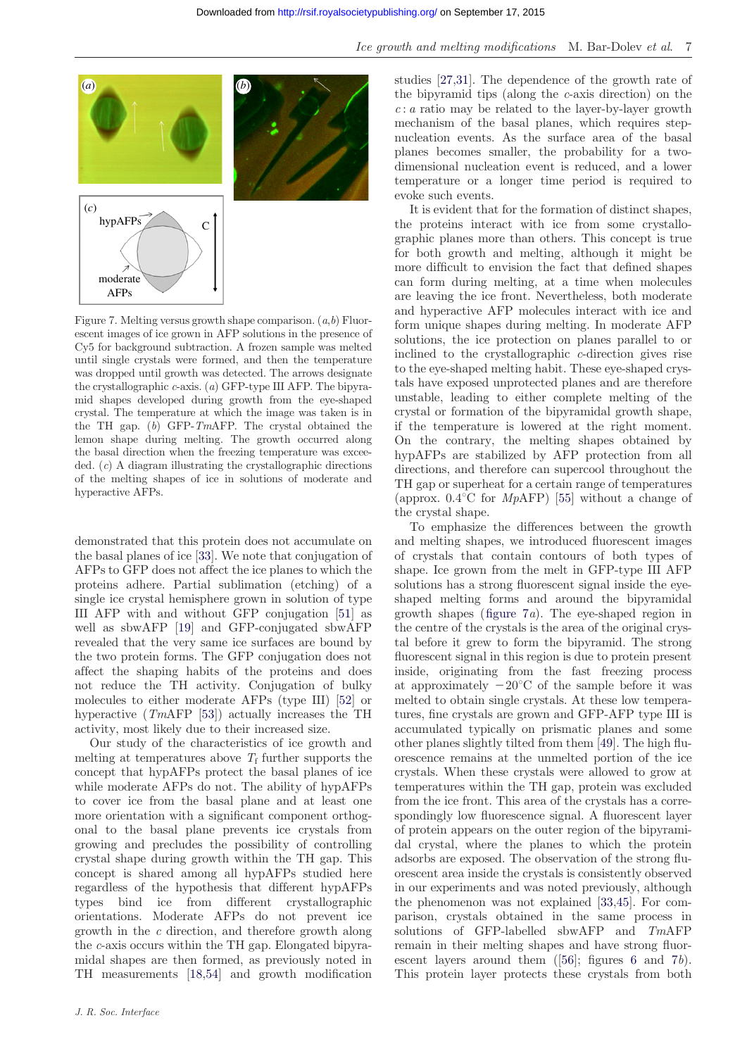(c)
hypAFPs
C
moderate AFPs

Figure 7. Melting versus growth shape comparison. (*a*,*b*) Fluorescent images of ice grown in AFP solutions in the presence of Cy5 for background subtraction. A frozen sample was melted until single crystals were formed, and then the temperature was dropped until growth was detected. The arrows designate the crystallographic *c*-axis. (*a*) GFP-type III AFP. The bipyramid shapes developed during growth from the eye-shaped crystal. The temperature at which the image was taken is in the TH gap. (*b*) GFP-*Tm*AFP. The crystal obtained the lemon shape during melting. The growth occurred along the basal direction when the freezing temperature was exceeded. (*c*) A diagram illustrating the crystallographic directions of the melting shapes of ice in solutions of moderate and hyperactive AFPs.

demonstrated that this protein does not accumulate on the basal planes of ice [33]. We note that conjugation of AFPs to GFP does not affect the ice planes to which the proteins adhere. Partial sublimation (etching) of a single ice crystal hemisphere grown in solution of type III AFP with and without GFP conjugation [51] as well as sbwAFP [19] and GFP-conjugated sbwAFP revealed that the very same ice surfaces are bound by the two protein forms. The GFP conjugation does not affect the shaping habits of the proteins and does not reduce the TH activity. Conjugation of bulky molecules to either moderate AFPs (type III) [52] or hyperactive (*Tm*AFP [53]) actually increases the TH activity, most likely due to their increased size.

Our study of the characteristics of ice growth and melting at temperatures above $T_f$ further supports the concept that hypAFPs protect the basal planes of ice while moderate AFPs do not. The ability of hypAFPs to cover ice from the basal plane and at least one more orientation with a significant component orthogonal to the basal plane prevents ice crystals from growing and precludes the possibility of controlling crystal shape during growth within the TH gap. This concept is shared among all hypAFPs studied here regardless of the hypothesis that different hypAFPs types bind ice from different crystallographic orientations. Moderate AFPs do not prevent ice growth in the *c* direction, and therefore growth along the *c*-axis occurs within the TH gap. Elongated bipyramidal shapes are then formed, as previously noted in TH measurements [18,54] and growth modification studies [27,31]. The dependence of the growth rate of the bipyramid tips (along the *c*-axis direction) on the *c* : *a* ratio may be related to the layer-by-layer growth mechanism of the basal planes, which requires step-nucleation events. As the surface area of the basal planes becomes smaller, the probability for a two-dimensional nucleation event is reduced, and a lower temperature or a longer time period is required to evoke such events.

It is evident that for the formation of distinct shapes, the proteins interact with ice from some crystallographic planes more than others. This concept is true for both growth and melting, although it might be more difficult to envision the fact that defined shapes can form during melting, at a time when molecules are leaving the ice front. Nevertheless, both moderate and hyperactive AFP molecules interact with ice and form unique shapes during melting. In moderate AFP solutions, the ice protection on planes parallel to or inclined to the crystallographic *c*-direction gives rise to the eye-shaped melting habit. These eye-shaped crystals have exposed unprotected planes and are therefore unstable, leading to either complete melting of the crystal or formation of the bipyramidal growth shape, if the temperature is lowered at the right moment. On the contrary, the melting shapes obtained by hypAFPs are stabilized by AFP protection from all directions, and therefore can supercool throughout the TH gap or superheat for a certain range of temperatures (approx. 0.4°C for *Mp*AFP) [55] without a change of the crystal shape.

To emphasize the differences between the growth and melting shapes, we introduced fluorescent images of crystals that contain contours of both types of shape. Ice grown from the melt in GFP-type III AFP solutions has a strong fluorescent signal inside the eye-shaped melting forms and around the bipyramidal growth shapes (figure 7*a*). The eye-shaped region in the centre of the crystals is the area of the original crystal before it grew to form the bipyramid. The strong fluorescent signal in this region is due to protein present inside, originating from the fast freezing process at approximately −20°C of the sample before it was melted to obtain single crystals. At these low temperatures, fine crystals are grown and GFP-AFP type III is accumulated typically on prismatic planes and some other planes slightly tilted from them [49]. The high fluorescence remains at the unmelted portion of the ice crystals. When these crystals were allowed to grow at temperatures within the TH gap, protein was excluded from the ice front. This area of the crystals has a correspondingly low fluorescence signal. A fluorescent layer of protein appears on the outer region of the bipyramidal crystal, where the planes to which the protein adsorbs are exposed. The observation of the strong fluorescent area inside the crystals is consistently observed in our experiments and was noted previously, although the phenomenon was not explained [33,45]. For comparison, crystals obtained in the same process in solutions of GFP-labelled sbwAFP and *Tm*AFP remain in their melting shapes and have strong fluorescent layers around them ([56]; figures 6 and 7*b*). This protein layer protects these crystals from both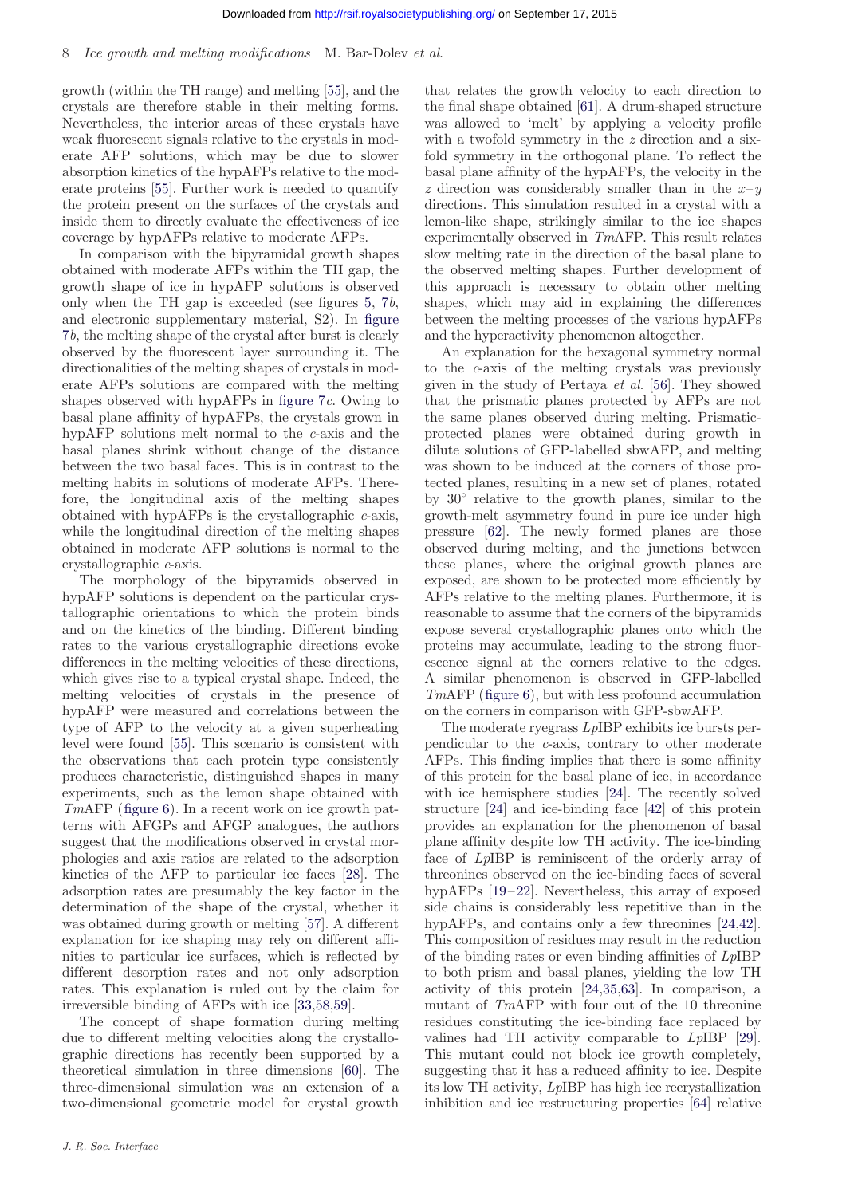growth (within the TH range) and melting [55], and the crystals are therefore stable in their melting forms. Nevertheless, the interior areas of these crystals have weak fluorescent signals relative to the crystals in moderate AFP solutions, which may be due to slower absorption kinetics of the hypAFPs relative to the moderate proteins [55]. Further work is needed to quantify the protein present on the surfaces of the crystals and inside them to directly evaluate the effectiveness of ice coverage by hypAFPs relative to moderate AFPs.

In comparison with the bipyramidal growth shapes obtained with moderate AFPs within the TH gap, the growth shape of ice in hypAFP solutions is observed only when the TH gap is exceeded (see figures 5, 7*b*, and electronic supplementary material, S2). In figure 7*b*, the melting shape of the crystal after burst is clearly observed by the fluorescent layer surrounding it. The directionalities of the melting shapes of crystals in moderate AFPs solutions are compared with the melting shapes observed with hypAFPs in figure 7*c*. Owing to basal plane affinity of hypAFPs, the crystals grown in hypAFP solutions melt normal to the *c*-axis and the basal planes shrink without change of the distance between the two basal faces. This is in contrast to the melting habits in solutions of moderate AFPs. Therefore, the longitudinal axis of the melting shapes obtained with hypAFPs is the crystallographic *c*-axis, while the longitudinal direction of the melting shapes obtained in moderate AFP solutions is normal to the crystallographic *c*-axis.

The morphology of the bipyramids observed in hypAFP solutions is dependent on the particular crystallographic orientations to which the protein binds and on the kinetics of the binding. Different binding rates to the various crystallographic directions evoke differences in the melting velocities of these directions, which gives rise to a typical crystal shape. Indeed, the melting velocities of crystals in the presence of hypAFP were measured and correlations between the type of AFP to the velocity at a given superheating level were found [55]. This scenario is consistent with the observations that each protein type consistently produces characteristic, distinguished shapes in many experiments, such as the lemon shape obtained with *Tm*AFP (figure 6). In a recent work on ice growth patterns with AFGPs and AFGP analogues, the authors suggest that the modifications observed in crystal morphologies and axis ratios are related to the adsorption kinetics of the AFP to particular ice faces [28]. The adsorption rates are presumably the key factor in the determination of the shape of the crystal, whether it was obtained during growth or melting [57]. A different explanation for ice shaping may rely on different affinities to particular ice surfaces, which is reflected by different desorption rates and not only adsorption rates. This explanation is ruled out by the claim for irreversible binding of AFPs with ice [33,58,59].

The concept of shape formation during melting due to different melting velocities along the crystallographic directions has recently been supported by a theoretical simulation in three dimensions [60]. The three-dimensional simulation was an extension of a two-dimensional geometric model for crystal growth that relates the growth velocity to each direction to the final shape obtained [61]. A drum-shaped structure was allowed to 'melt' by applying a velocity profile with a twofold symmetry in the *z* direction and a sixfold symmetry in the orthogonal plane. To reflect the basal plane affinity of the hypAFPs, the velocity in the *z* direction was considerably smaller than in the *x*–*y* directions. This simulation resulted in a crystal with a lemon-like shape, strikingly similar to the ice shapes experimentally observed in *Tm*AFP. This result relates slow melting rate in the direction of the basal plane to the observed melting shapes. Further development of this approach is necessary to obtain other melting shapes, which may aid in explaining the differences between the melting processes of the various hypAFPs and the hyperactivity phenomenon altogether.

An explanation for the hexagonal symmetry normal to the *c*-axis of the melting crystals was previously given in the study of Pertaya *et al.* [56]. They showed that the prismatic planes protected by AFPs are not the same planes observed during melting. Prismatic-protected planes were obtained during growth in dilute solutions of GFP-labelled sbwAFP, and melting was shown to be induced at the corners of those protected planes, resulting in a new set of planes, rotated by 30° relative to the growth planes, similar to the growth-melt asymmetry found in pure ice under high pressure [62]. The newly formed planes are those observed during melting, and the junctions between these planes, where the original growth planes are exposed, are shown to be protected more efficiently by AFPs relative to the melting planes. Furthermore, it is reasonable to assume that the corners of the bipyramids expose several crystallographic planes onto which the proteins may accumulate, leading to the strong fluorescence signal at the corners relative to the edges. A similar phenomenon is observed in GFP-labelled *Tm*AFP (figure 6), but with less profound accumulation on the corners in comparison with GFP-sbwAFP.

The moderate ryegrass *Lp*IBP exhibits ice bursts perpendicular to the *c*-axis, contrary to other moderate AFPs. This finding implies that there is some affinity of this protein for the basal plane of ice, in accordance with ice hemisphere studies [24]. The recently solved structure [24] and ice-binding face [42] of this protein provides an explanation for the phenomenon of basal plane affinity despite low TH activity. The ice-binding face of *Lp*IBP is reminiscent of the orderly array of threonines observed on the ice-binding faces of several hypAFPs [19–22]. Nevertheless, this array of exposed side chains is considerably less repetitive than in the hypAFPs, and contains only a few threonines [24,42]. This composition of residues may result in the reduction of the binding rates or even binding affinities of *Lp*IBP to both prism and basal planes, yielding the low TH activity of this protein [24,35,63]. In comparison, a mutant of *Tm*AFP with four out of the 10 threonine residues constituting the ice-binding face replaced by valines had TH activity comparable to *Lp*IBP [29]. This mutant could not block ice growth completely, suggesting that it has a reduced affinity to ice. Despite its low TH activity, *Lp*IBP has high ice recrystallization inhibition and ice restructuring properties [64] relative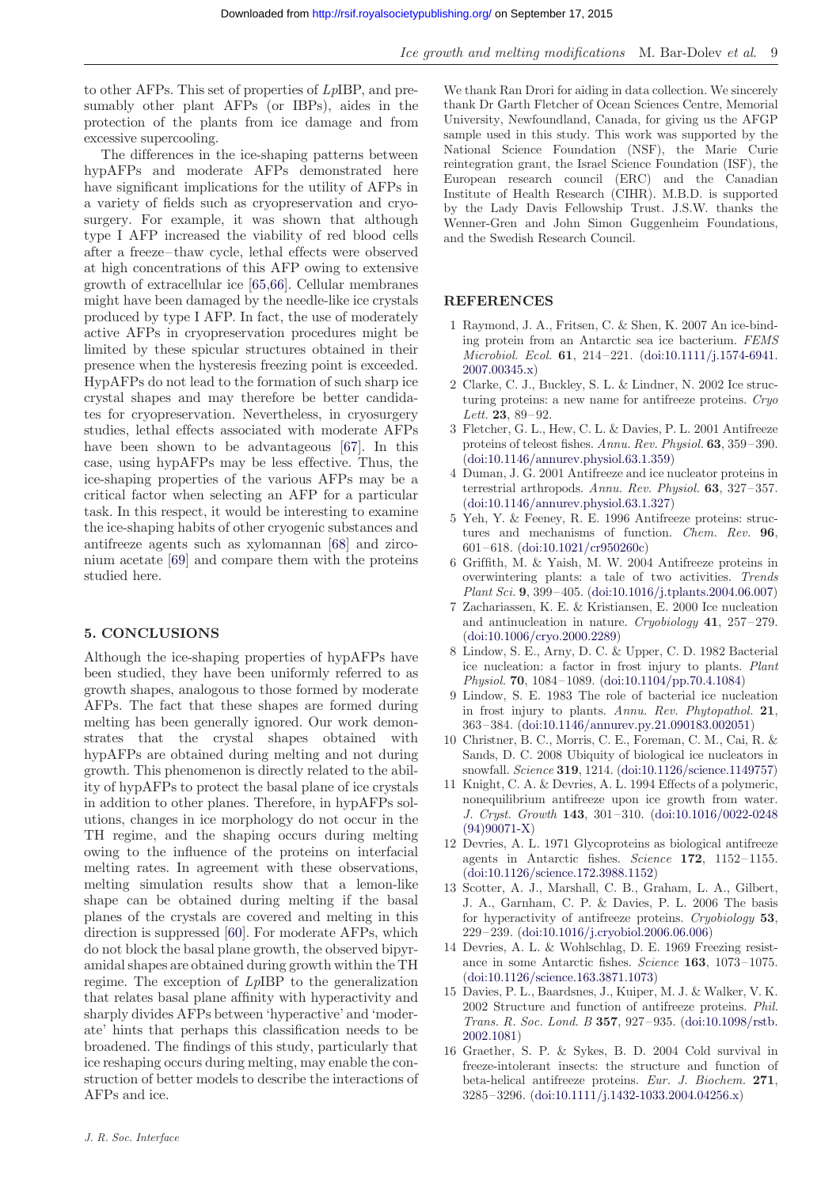to other AFPs. This set of properties of *Lp*IBP, and presumably other plant AFPs (or IBPs), aides in the protection of the plants from ice damage and from excessive supercooling.

The differences in the ice-shaping patterns between hypAFPs and moderate AFPs demonstrated here have significant implications for the utility of AFPs in a variety of fields such as cryopreservation and cryosurgery. For example, it was shown that although type I AFP increased the viability of red blood cells after a freeze–thaw cycle, lethal effects were observed at high concentrations of this AFP owing to extensive growth of extracellular ice [65,66]. Cellular membranes might have been damaged by the needle-like ice crystals produced by type I AFP. In fact, the use of moderately active AFPs in cryopreservation procedures might be limited by these spicular structures obtained in their presence when the hysteresis freezing point is exceeded. HypAFPs do not lead to the formation of such sharp ice crystal shapes and may therefore be better candidates for cryopreservation. Nevertheless, in cryosurgery studies, lethal effects associated with moderate AFPs have been shown to be advantageous [67]. In this case, using hypAFPs may be less effective. Thus, the ice-shaping properties of the various AFPs may be a critical factor when selecting an AFP for a particular task. In this respect, it would be interesting to examine the ice-shaping habits of other cryogenic substances and antifreeze agents such as xylomannan [68] and zirconium acetate [69] and compare them with the proteins studied here.

## 5. CONCLUSIONS

Although the ice-shaping properties of hypAFPs have been studied, they have been uniformly referred to as growth shapes, analogous to those formed by moderate AFPs. The fact that these shapes are formed during melting has been generally ignored. Our work demonstrates that the crystal shapes obtained with hypAFPs are obtained during melting and not during growth. This phenomenon is directly related to the ability of hypAFPs to protect the basal plane of ice crystals in addition to other planes. Therefore, in hypAFPs solutions, changes in ice morphology do not occur in the TH regime, and the shaping occurs during melting owing to the influence of the proteins on interfacial melting rates. In agreement with these observations, melting simulation results show that a lemon-like shape can be obtained during melting if the basal planes of the crystals are covered and melting in this direction is suppressed [60]. For moderate AFPs, which do not block the basal plane growth, the observed bipyramidal shapes are obtained during growth within the TH regime. The exception of *Lp*IBP to the generalization that relates basal plane affinity with hyperactivity and sharply divides AFPs between 'hyperactive' and 'moderate' hints that perhaps this classification needs to be broadened. The findings of this study, particularly that ice reshaping occurs during melting, may enable the construction of better models to describe the interactions of AFPs and ice.

We thank Ran Drori for aiding in data collection. We sincerely thank Dr Garth Fletcher of Ocean Sciences Centre, Memorial University, Newfoundland, Canada, for giving us the AFGP sample used in this study. This work was supported by the National Science Foundation (NSF), the Marie Curie reintegration grant, the Israel Science Foundation (ISF), the European research council (ERC) and the Canadian Institute of Health Research (CIHR). M.B.D. is supported by the Lady Davis Fellowship Trust. J.S.W. thanks the Wenner-Gren and John Simon Guggenheim Foundations, and the Swedish Research Council.

## REFERENCES

1. Raymond, J. A., Fritsen, C. & Shen, K. 2007 An ice-binding protein from an Antarctic sea ice bacterium. *FEMS Microbiol. Ecol.* **61**, 214–221. (doi:10.1111/j.1574-6941.2007.00345.x)
2. Clarke, C. J., Buckley, S. L. & Lindner, N. 2002 Ice structuring proteins: a new name for antifreeze proteins. *Cryo Lett.* **23**, 89–92.
3. Fletcher, G. L., Hew, C. L. & Davies, P. L. 2001 Antifreeze proteins of teleost fishes. *Annu. Rev. Physiol.* **63**, 359–390. (doi:10.1146/annurev.physiol.63.1.359)
4. Duman, J. G. 2001 Antifreeze and ice nucleator proteins in terrestrial arthropods. *Annu. Rev. Physiol.* **63**, 327–357. (doi:10.1146/annurev.physiol.63.1.327)
5. Yeh, Y. & Feeney, R. E. 1996 Antifreeze proteins: structures and mechanisms of function. *Chem. Rev.* **96**, 601–618. (doi:10.1021/cr950260c)
6. Griffith, M. & Yaish, M. W. 2004 Antifreeze proteins in overwintering plants: a tale of two activities. *Trends Plant Sci.* **9**, 399–405. (doi:10.1016/j.tplants.2004.06.007)
7. Zachariassen, K. E. & Kristiansen, E. 2000 Ice nucleation and antinucleation in nature. *Cryobiology* **41**, 257–279. (doi:10.1006/cryo.2000.2289)
8. Lindow, S. E., Arny, D. C. & Upper, C. D. 1982 Bacterial ice nucleation: a factor in frost injury to plants. *Plant Physiol.* **70**, 1084–1089. (doi:10.1104/pp.70.4.1084)
9. Lindow, S. E. 1983 The role of bacterial ice nucleation in frost injury to plants. *Annu. Rev. Phytopathol.* **21**, 363–384. (doi:10.1146/annurev.py.21.090183.002051)
10. Christner, B. C., Morris, C. E., Foreman, C. M., Cai, R. & Sands, D. C. 2008 Ubiquity of biological ice nucleators in snowfall. *Science* **319**, 1214. (doi:10.1126/science.1149757)
11. Knight, C. A. & Devries, A. L. 1994 Effects of a polymeric, nonequilibrium antifreeze upon ice growth from water. *J. Cryst. Growth* **143**, 301–310. (doi:10.1016/0022-0248(94)90071-X)
12. Devries, A. L. 1971 Glycoproteins as biological antifreeze agents in Antarctic fishes. *Science* **172**, 1152–1155. (doi:10.1126/science.172.3988.1152)
13. Scotter, A. J., Marshall, C. B., Graham, L. A., Gilbert, J. A., Garnham, C. P. & Davies, P. L. 2006 The basis for hyperactivity of antifreeze proteins. *Cryobiology* **53**, 229–239. (doi:10.1016/j.cryobiol.2006.06.006)
14. Devries, A. L. & Wohlschlag, D. E. 1969 Freezing resistance in some Antarctic fishes. *Science* **163**, 1073–1075. (doi:10.1126/science.163.3871.1073)
15. Davies, P. L., Baardsnes, J., Kuiper, M. J. & Walker, V. K. 2002 Structure and function of antifreeze proteins. *Phil. Trans. R. Soc. Lond. B* **357**, 927–935. (doi:10.1098/rstb.2002.1081)
16. Graether, S. P. & Sykes, B. D. 2004 Cold survival in freeze-intolerant insects: the structure and function of beta-helical antifreeze proteins. *Eur. J. Biochem.* **271**, 3285–3296. (doi:10.1111/j.1432-1033.2004.04256.x)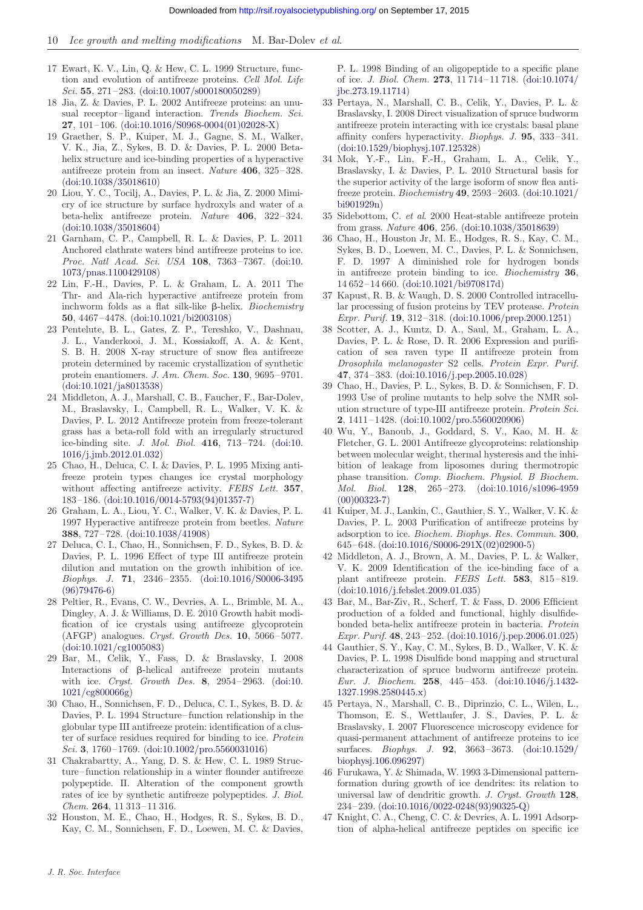17 Ewart, K. V., Lin, Q. & Hew, C. L. 1999 Structure, function and evolution of antifreeze proteins. *Cell Mol. Life Sci.* **55**, 271–283. (doi:10.1007/s000180050289)

18 Jia, Z. & Davies, P. L. 2002 Antifreeze proteins: an unusual receptor–ligand interaction. *Trends Biochem. Sci.* **27**, 101–106. (doi:10.1016/S0968-0004(01)02028-X)

19 Graether, S. P., Kuiper, M. J., Gagne, S. M., Walker, V. K., Jia, Z., Sykes, B. D. & Davies, P. L. 2000 Beta-helix structure and ice-binding properties of a hyperactive antifreeze protein from an insect. *Nature* **406**, 325–328. (doi:10.1038/35018610)

20 Liou, Y. C., Tocilj, A., Davies, P. L. & Jia, Z. 2000 Mimicry of ice structure by surface hydroxyls and water of a beta-helix antifreeze protein. *Nature* **406**, 322–324. (doi:10.1038/35018604)

21 Garnham, C. P., Campbell, R. L. & Davies, P. L. 2011 Anchored clathrate waters bind antifreeze proteins to ice. *Proc. Natl Acad. Sci. USA* **108**, 7363–7367. (doi:10.1073/pnas.1100429108)

22 Lin, F.-H., Davies, P. L. & Graham, L. A. 2011 The Thr- and Ala-rich hyperactive antifreeze protein from inchworm folds as a flat silk-like β-helix. *Biochemistry* **50**, 4467–4478. (doi:10.1021/bi2003108)

23 Pentelute, B. L., Gates, Z. P., Tereshko, V., Dashnau, J. L., Vanderkooi, J. M., Kossiakoff, A. A. & Kent, S. B. H. 2008 X-ray structure of snow flea antifreeze protein determined by racemic crystallization of synthetic protein enantiomers. *J. Am. Chem. Soc.* **130**, 9695–9701. (doi:10.1021/ja8013538)

24 Middleton, A. J., Marshall, C. B., Faucher, F., Bar-Dolev, M., Braslavsky, I., Campbell, R. L., Walker, V. K. & Davies, P. L. 2012 Antifreeze protein from freeze-tolerant grass has a beta-roll fold with an irregularly structured ice-binding site. *J. Mol. Biol.* **416**, 713–724. (doi:10.1016/j.jmb.2012.01.032)

25 Chao, H., Deluca, C. I. & Davies, P. L. 1995 Mixing antifreeze protein types changes ice crystal morphology without affecting antifreeze activity. *FEBS Lett.* **357**, 183–186. (doi:10.1016/0014-5793(94)01357-7)

26 Graham, L. A., Liou, Y. C., Walker, V. K. & Davies, P. L. 1997 Hyperactive antifreeze protein from beetles. *Nature* **388**, 727–728. (doi:10.1038/41908)

27 Deluca, C. I., Chao, H., Sonnichsen, F. D., Sykes, B. D. & Davies, P. L. 1996 Effect of type III antifreeze protein dilution and mutation on the growth inhibition of ice. *Biophys. J.* **71**, 2346–2355. (doi:10.1016/S0006-3495(96)79476-6)

28 Peltier, R., Evans, C. W., Devries, A. L., Brimble, M. A., Dingley, A. J. & Williams, D. E. 2010 Growth habit modification of ice crystals using antifreeze glycoprotein (AFGP) analogues. *Cryst. Growth Des.* **10**, 5066–5077. (doi:10.1021/cg1005083)

29 Bar, M., Celik, Y., Fass, D. & Braslavsky, I. 2008 Interactions of β-helical antifreeze protein mutants with ice. *Cryst. Growth Des.* **8**, 2954–2963. (doi:10.1021/cg800066g)

30 Chao, H., Sonnichsen, F. D., Deluca, C. I., Sykes, B. D. & Davies, P. L. 1994 Structure–function relationship in the globular type III antifreeze protein: identification of a cluster of surface residues required for binding to ice. *Protein Sci.* **3**, 1760–1769. (doi:10.1002/pro.5560031016)

31 Chakrabartty, A., Yang, D. S. & Hew, C. L. 1989 Structure–function relationship in a winter flounder antifreeze polypeptide. II. Alteration of the component growth rates of ice by synthetic antifreeze polypeptides. *J. Biol. Chem.* **264**, 11 313–11 316.

32 Houston, M. E., Chao, H., Hodges, R. S., Sykes, B. D., Kay, C. M., Sonnichsen, F. D., Loewen, M. C. & Davies, P. L. 1998 Binding of an oligopeptide to a specific plane of ice. *J. Biol. Chem.* **273**, 11 714–11 718. (doi:10.1074/jbc.273.19.11714)

33 Pertaya, N., Marshall, C. B., Celik, Y., Davies, P. L. & Braslavsky, I. 2008 Direct visualization of spruce budworm antifreeze protein interacting with ice crystals: basal plane affinity confers hyperactivity. *Biophys. J.* **95**, 333–341. (doi:10.1529/biophysj.107.125328)

34 Mok, Y.-F., Lin, F.-H., Graham, L. A., Celik, Y., Braslavsky, I. & Davies, P. L. 2010 Structural basis for the superior activity of the large isoform of snow flea antifreeze protein. *Biochemistry* **49**, 2593–2603. (doi:10.1021/bi901929n)

35 Sidebottom, C. *et al.* 2000 Heat-stable antifreeze protein from grass. *Nature* **406**, 256. (doi:10.1038/35018639)

36 Chao, H., Houston Jr, M. E., Hodges, R. S., Kay, C. M., Sykes, B. D., Loewen, M. C., Davies, P. L. & Sonnichsen, F. D. 1997 A diminished role for hydrogen bonds in antifreeze protein binding to ice. *Biochemistry* **36**, 14 652–14 660. (doi:10.1021/bi970817d)

37 Kapust, R. B. & Waugh, D. S. 2000 Controlled intracellular processing of fusion proteins by TEV protease. *Protein Expr. Purif.* **19**, 312–318. (doi:10.1006/prep.2000.1251)

38 Scotter, A. J., Kuntz, D. A., Saul, M., Graham, L. A., Davies, P. L. & Rose, D. R. 2006 Expression and purification of sea raven type II antifreeze protein from *Drosophila melanogaster* S2 cells. *Protein Expr. Purif.* **47**, 374–383. (doi:10.1016/j.pep.2005.10.028)

39 Chao, H., Davies, P. L., Sykes, B. D. & Sonnichsen, F. D. 1993 Use of proline mutants to help solve the NMR solution structure of type-III antifreeze protein. *Protein Sci.* **2**, 1411–1428. (doi:10.1002/pro.5560020906)

40 Wu, Y., Banoub, J., Goddard, S. V., Kao, M. H. & Fletcher, G. L. 2001 Antifreeze glycoproteins: relationship between molecular weight, thermal hysteresis and the inhibition of leakage from liposomes during thermotropic phase transition. *Comp. Biochem. Physiol. B Biochem. Mol. Biol.* **128**, 265–273. (doi:10.1016/s1096-4959(00)00323-7)

41 Kuiper, M. J., Lankin, C., Gauthier, S. Y., Walker, V. K. & Davies, P. L. 2003 Purification of antifreeze proteins by adsorption to ice. *Biochem. Biophys. Res. Commun.* **300**, 645–648. (doi:10.1016/S0006-291X(02)02900-5)

42 Middleton, A. J., Brown, A. M., Davies, P. L. & Walker, V. K. 2009 Identification of the ice-binding face of a plant antifreeze protein. *FEBS Lett.* **583**, 815–819. (doi:10.1016/j.febslet.2009.01.035)

43 Bar, M., Bar-Ziv, R., Scherf, T. & Fass, D. 2006 Efficient production of a folded and functional, highly disulfide-bonded beta-helix antifreeze protein in bacteria. *Protein Expr. Purif.* **48**, 243–252. (doi:10.1016/j.pep.2006.01.025)

44 Gauthier, S. Y., Kay, C. M., Sykes, B. D., Walker, V. K. & Davies, P. L. 1998 Disulfide bond mapping and structural characterization of spruce budworm antifreeze protein. *Eur. J. Biochem.* **258**, 445–453. (doi:10.1046/j.1432-1327.1998.2580445.x)

45 Pertaya, N., Marshall, C. B., Diprinzio, C. L., Wilen, L., Thomson, E. S., Wettlaufer, J. S., Davies, P. L. & Braslavsky, I. 2007 Fluorescence microscopy evidence for quasi-permanent attachment of antifreeze proteins to ice surfaces. *Biophys. J.* **92**, 3663–3673. (doi:10.1529/biophysj.106.096297)

46 Furukawa, Y. & Shimada, W. 1993 3-Dimensional pattern-formation during growth of ice dendrites: its relation to universal law of dendritic growth. *J. Cryst. Growth* **128**, 234–239. (doi:10.1016/0022-0248(93)90325-Q)

47 Knight, C. A., Cheng, C. C. & Devries, A. L. 1991 Adsorption of alpha-helical antifreeze peptides on specific ice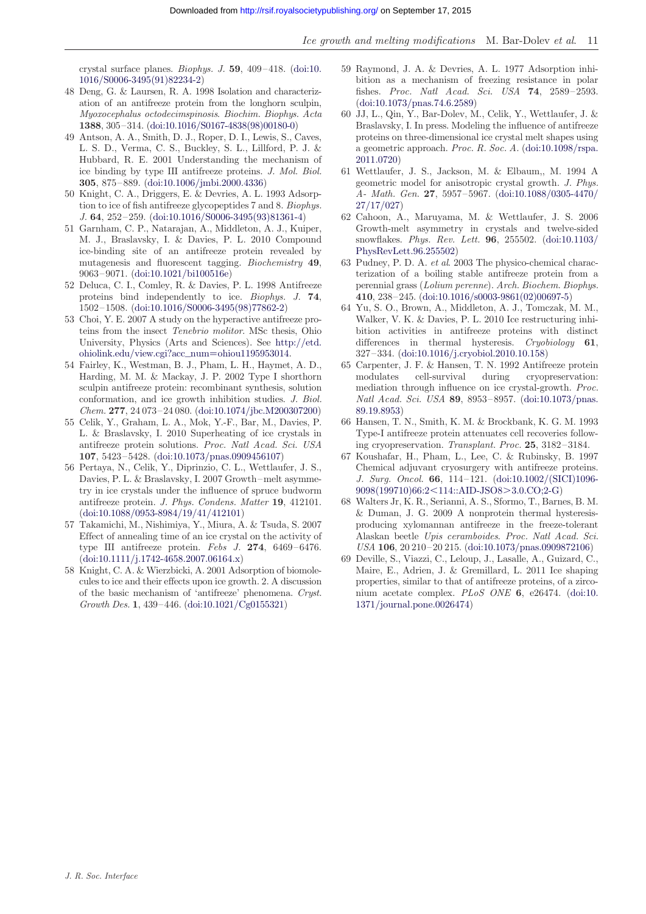crystal surface planes. *Biophys. J.* **59**, 409–418. (doi:10.1016/S0006-3495(91)82234-2)

48 Deng, G. & Laursen, R. A. 1998 Isolation and characterization of an antifreeze protein from the longhorn sculpin, *Myoxocephalus octodecimspinosis*. *Biochim. Biophys. Acta* **1388**, 305–314. (doi:10.1016/S0167-4838(98)00180-0)

49 Antson, A. A., Smith, D. J., Roper, D. I., Lewis, S., Caves, L. S. D., Verma, C. S., Buckley, S. L., Lillford, P. J. & Hubbard, R. E. 2001 Understanding the mechanism of ice binding by type III antifreeze proteins. *J. Mol. Biol.* **305**, 875–889. (doi:10.1006/jmbi.2000.4336)

50 Knight, C. A., Driggers, E. & Devries, A. L. 1993 Adsorption to ice of fish antifreeze glycopeptides 7 and 8. *Biophys. J.* **64**, 252–259. (doi:10.1016/S0006-3495(93)81361-4)

51 Garnham, C. P., Natarajan, A., Middleton, A. J., Kuiper, M. J., Braslavsky, I. & Davies, P. L. 2010 Compound ice-binding site of an antifreeze protein revealed by mutagenesis and fluorescent tagging. *Biochemistry* **49**, 9063–9071. (doi:10.1021/bi100516e)

52 Deluca, C. I., Comley, R. & Davies, P. L. 1998 Antifreeze proteins bind independently to ice. *Biophys. J.* **74**, 1502–1508. (doi:10.1016/S0006-3495(98)77862-2)

53 Choi, Y. E. 2007 A study on the hyperactive antifreeze proteins from the insect *Tenebrio molitor*. MSc thesis, Ohio University, Physics (Arts and Sciences). See http://etd.ohiolink.edu/view.cgi?acc_num=ohiou1195953014.

54 Fairley, K., Westman, B. J., Pham, L. H., Haymet, A. D., Harding, M. M. & Mackay, J. P. 2002 Type I shorthorn sculpin antifreeze protein: recombinant synthesis, solution conformation, and ice growth inhibition studies. *J. Biol. Chem.* **277**, 24 073–24 080. (doi:10.1074/jbc.M200307200)

55 Celik, Y., Graham, L. A., Mok, Y.-F., Bar, M., Davies, P. L. & Braslavsky, I. 2010 Superheating of ice crystals in antifreeze protein solutions. *Proc. Natl Acad. Sci. USA* **107**, 5423–5428. (doi:10.1073/pnas.0909456107)

56 Pertaya, N., Celik, Y., Diprinzio, C. L., Wettlaufer, J. S., Davies, P. L. & Braslavsky, I. 2007 Growth–melt asymmetry in ice crystals under the influence of spruce budworm antifreeze protein. *J. Phys. Condens. Matter* **19**, 412101. (doi:10.1088/0953-8984/19/41/412101)

57 Takamichi, M., Nishimiya, Y., Miura, A. & Tsuda, S. 2007 Effect of annealing time of an ice crystal on the activity of type III antifreeze protein. *Febs J.* **274**, 6469–6476. (doi:10.1111/j.1742-4658.2007.06164.x)

58 Knight, C. A. & Wierzbicki, A. 2001 Adsorption of biomolecules to ice and their effects upon ice growth. 2. A discussion of the basic mechanism of 'antifreeze' phenomena. *Cryst. Growth Des.* **1**, 439–446. (doi:10.1021/Cg0155321)

59 Raymond, J. A. & Devries, A. L. 1977 Adsorption inhibition as a mechanism of freezing resistance in polar fishes. *Proc. Natl Acad. Sci. USA* **74**, 2589–2593. (doi:10.1073/pnas.74.6.2589)

60 JJ, L., Qin, Y., Bar-Dolev, M., Celik, Y., Wettlaufer, J. & Braslavsky, I. In press. Modeling the influence of antifreeze proteins on three-dimensional ice crystal melt shapes using a geometric approach. *Proc. R. Soc. A.* (doi:10.1098/rspa.2011.0720)

61 Wettlaufer, J. S., Jackson, M. & Elbaum,, M. 1994 A geometric model for anisotropic crystal growth. *J. Phys. A- Math. Gen.* **27**, 5957–5967. (doi:10.1088/0305-4470/27/17/027)

62 Cahoon, A., Maruyama, M. & Wettlaufer, J. S. 2006 Growth-melt asymmetry in crystals and twelve-sided snowflakes. *Phys. Rev. Lett.* **96**, 255502. (doi:10.1103/PhysRevLett.96.255502)

63 Pudney, P. D. A. *et al.* 2003 The physico-chemical characterization of a boiling stable antifreeze protein from a perennial grass (*Lolium perenne*). *Arch. Biochem. Biophys.* **410**, 238–245. (doi:10.1016/s0003-9861(02)00697-5)

64 Yu, S. O., Brown, A., Middleton, A. J., Tomczak, M. M., Walker, V. K. & Davies, P. L. 2010 Ice restructuring inhibition activities in antifreeze proteins with distinct differences in thermal hysteresis. *Cryobiology* **61**, 327–334. (doi:10.1016/j.cryobiol.2010.10.158)

65 Carpenter, J. F. & Hansen, T. N. 1992 Antifreeze protein modulates cell-survival during cryopreservation: mediation through influence on ice crystal-growth. *Proc. Natl Acad. Sci. USA* **89**, 8953–8957. (doi:10.1073/pnas.89.19.8953)

66 Hansen, T. N., Smith, K. M. & Brockbank, K. G. M. 1993 Type-I antifreeze protein attenuates cell recoveries following cryopreservation. *Transplant. Proc.* **25**, 3182–3184.

67 Koushafar, H., Pham, L., Lee, C. & Rubinsky, B. 1997 Chemical adjuvant cryosurgery with antifreeze proteins. *J. Surg. Oncol.* **66**, 114–121. (doi:10.1002/(SICI)1096-9098(199710)66:2<114::AID-JSO8>3.0.CO;2-G)

68 Walters Jr, K. R., Serianni, A. S., Sformo, T., Barnes, B. M. & Duman, J. G. 2009 A nonprotein thermal hysteresis-producing xylomannan antifreeze in the freeze-tolerant Alaskan beetle *Upis ceramboides*. *Proc. Natl Acad. Sci. USA* **106**, 20 210–20 215. (doi:10.1073/pnas.0909872106)

69 Deville, S., Viazzi, C., Leloup, J., Lasalle, A., Guizard, C., Maire, E., Adrien, J. & Gremillard, L. 2011 Ice shaping properties, similar to that of antifreeze proteins, of a zirconium acetate complex. *PLoS ONE* **6**, e26474. (doi:10.1371/journal.pone.0026474)